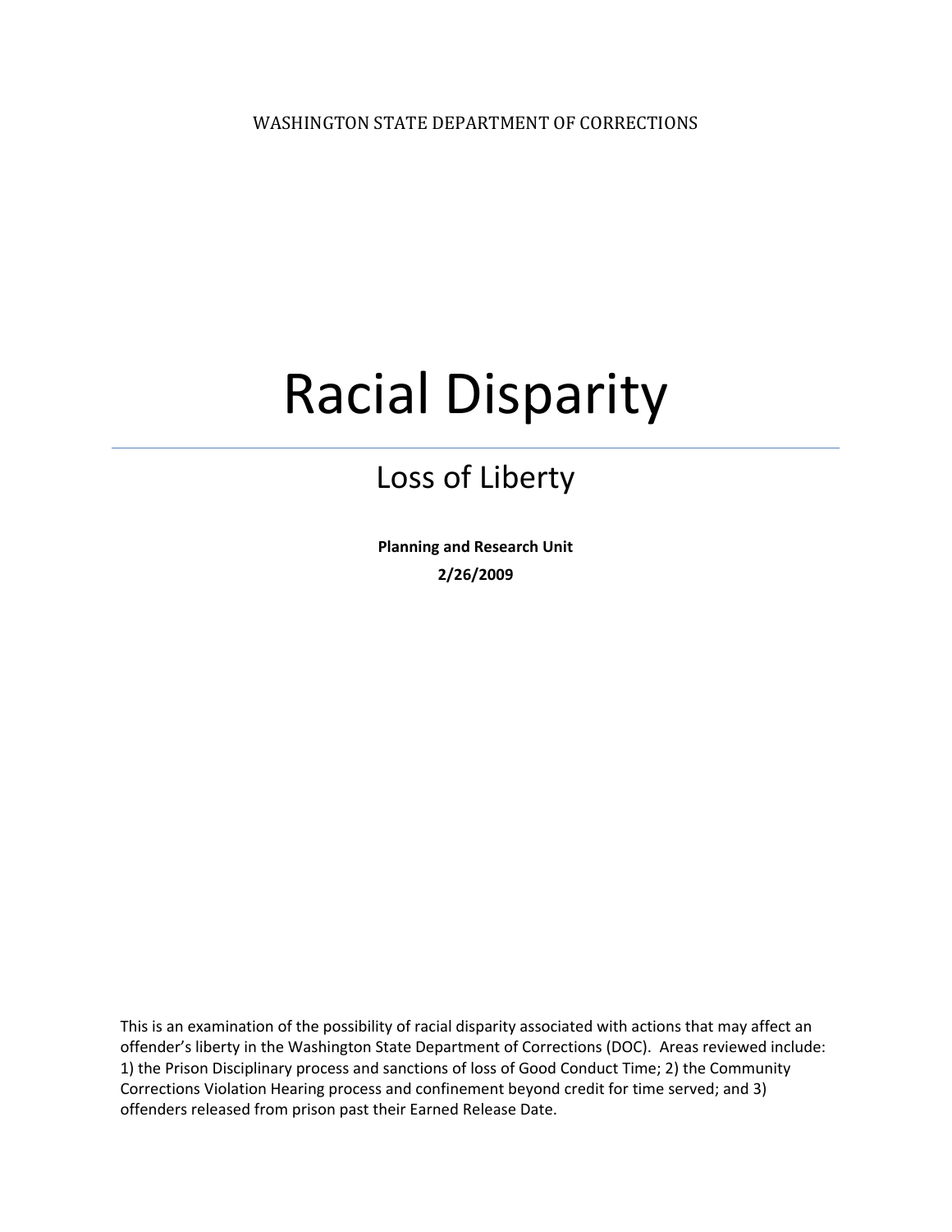WASHINGTON STATE DEPARTMENT OF CORRECTIONS

# Racial Disparity

## Loss of Liberty

**Planning and Research Unit**

**2/26/2009**

This is an examination of the possibility of racial disparity associated with actions that may affect an offender's liberty in the Washington State Department of Corrections (DOC). Areas reviewed include: 1) the Prison Disciplinary process and sanctions of loss of Good Conduct Time; 2) the Community Corrections Violation Hearing process and confinement beyond credit for time served; and 3) offenders released from prison past their Earned Release Date.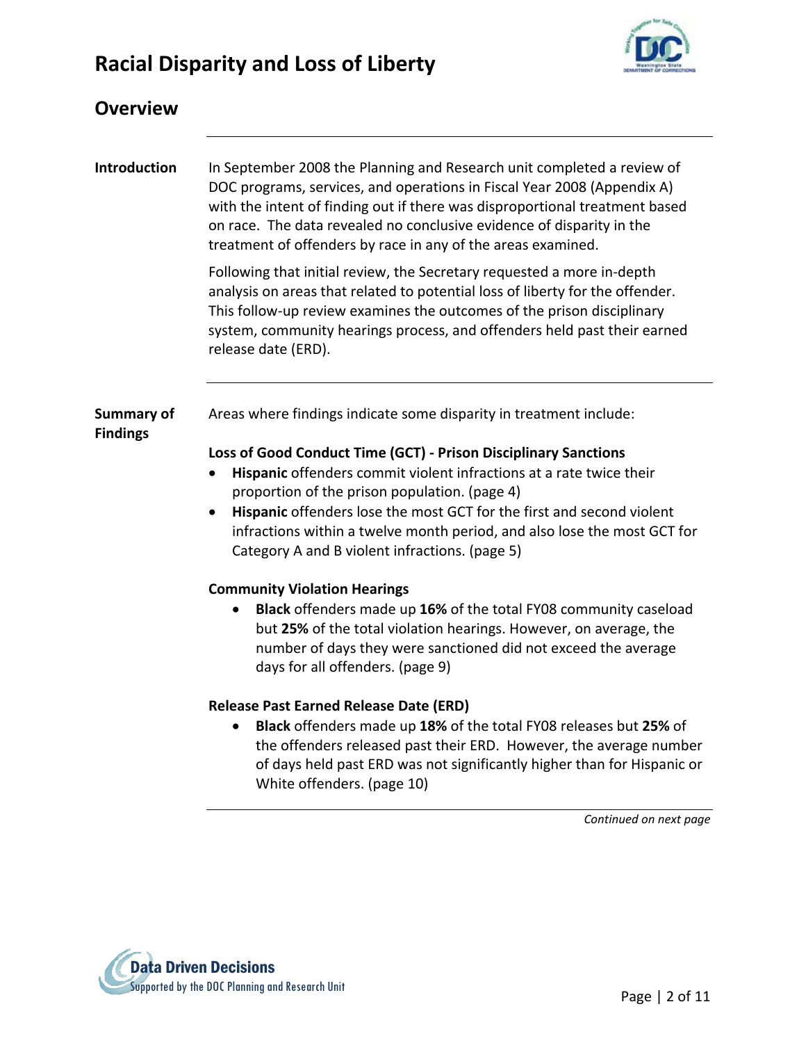# Racial Disparity and Loss of Liberty

## Overview

**Introduction**

In September 2008 the Planning and Research unit completed a review of DOC programs, services, and operations in Fiscal Year 2008 (Appendix A) with the intent of finding out if there was disproportional treatment based on race. The data revealed no conclusive evidence of disparity in the treatment of offenders by race in any of the areas examined.

Following that initial review, the Secretary requested a more in-depth analysis on areas that related to potential loss of liberty for the offender. This follow-up review examines the outcomes of the prison disciplinary system, community hearings process, and offenders held past their earned release date (ERD).

**Summary of Findings**

Areas where findings indicate some disparity in treatment include:

**Loss of Good Conduct Time (GCT) - Prison Disciplinary Sanctions**

- **Hispanic** offenders commit violent infractions at a rate twice their proportion of the prison population. (page 4)
- **Hispanic** offenders lose the most GCT for the first and second violent infractions within a twelve month period, and also lose the most GCT for Category A and B violent infractions. (page 5)

**Community Violation Hearings**

- **Black** offenders made up **16%** of the total FY08 community caseload but **25%** of the total violation hearings. However, on average, the number of days they were sanctioned did not exceed the average days for all offenders. (page 9)

**Release Past Earned Release Date (ERD)**

- **Black** offenders made up **18%** of the total FY08 releases but **25%** of the offenders released past their ERD. However, the average number of days held past ERD was not significantly higher than for Hispanic or White offenders. (page 10)

*Continued on next page*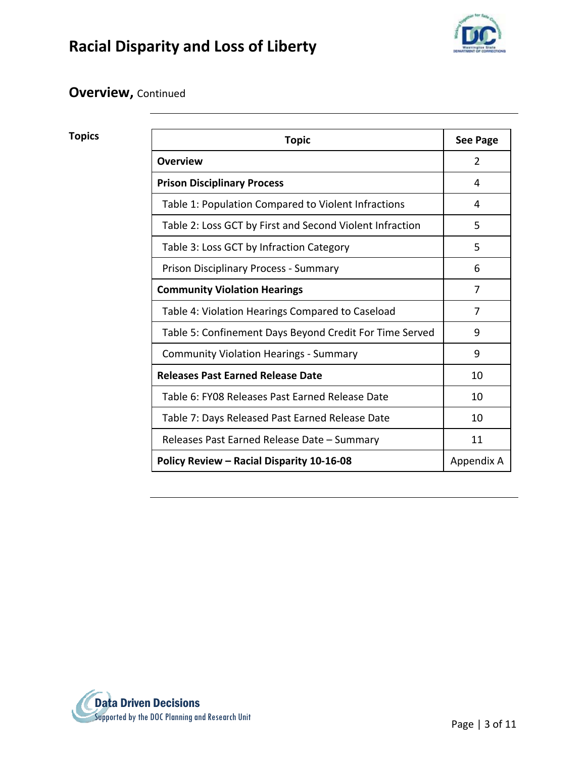## Overview, Continued

**Topics**

| Topic | See Page |
| --- | --- |
| **Overview** | 2 |
| **Prison Disciplinary Process** | 4 |
| Table 1: Population Compared to Violent Infractions | 4 |
| Table 2: Loss GCT by First and Second Violent Infraction | 5 |
| Table 3: Loss GCT by Infraction Category | 5 |
| Prison Disciplinary Process - Summary | 6 |
| **Community Violation Hearings** | 7 |
| Table 4: Violation Hearings Compared to Caseload | 7 |
| Table 5: Confinement Days Beyond Credit For Time Served | 9 |
| Community Violation Hearings - Summary | 9 |
| **Releases Past Earned Release Date** | 10 |
| Table 6: FY08 Releases Past Earned Release Date | 10 |
| Table 7: Days Released Past Earned Release Date | 10 |
| Releases Past Earned Release Date – Summary | 11 |
| **Policy Review – Racial Disparity 10-16-08** | Appendix A |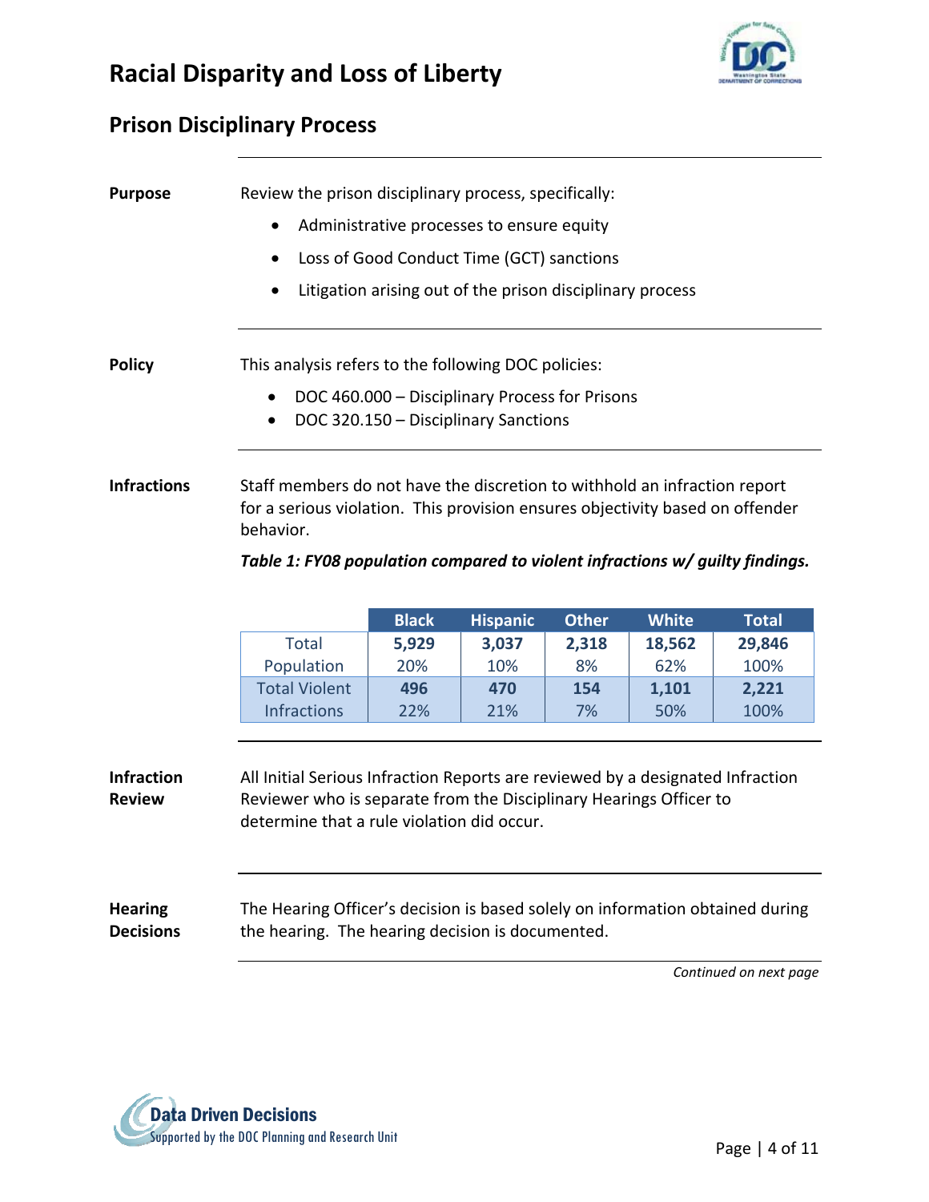# Racial Disparity and Loss of Liberty

## Prison Disciplinary Process

**Purpose**

Review the prison disciplinary process, specifically:

- Administrative processes to ensure equity
- Loss of Good Conduct Time (GCT) sanctions
- Litigation arising out of the prison disciplinary process

**Policy**

This analysis refers to the following DOC policies:

- DOC 460.000 – Disciplinary Process for Prisons
- DOC 320.150 – Disciplinary Sanctions

**Infractions**

Staff members do not have the discretion to withhold an infraction report for a serious violation. This provision ensures objectivity based on offender behavior.

***Table 1: FY08 population compared to violent infractions w/ guilty findings.***

| | Black | Hispanic | Other | White | Total |
|---|---|---|---|---|---|
| Total Population | **5,929**<br>20% | **3,037**<br>10% | **2,318**<br>8% | **18,562**<br>62% | **29,846**<br>100% |
| Total Violent Infractions | **496**<br>22% | **470**<br>21% | **154**<br>7% | **1,101**<br>50% | **2,221**<br>100% |

**Infraction Review**

All Initial Serious Infraction Reports are reviewed by a designated Infraction Reviewer who is separate from the Disciplinary Hearings Officer to determine that a rule violation did occur.

**Hearing Decisions**

The Hearing Officer's decision is based solely on information obtained during the hearing. The hearing decision is documented.

*Continued on next page*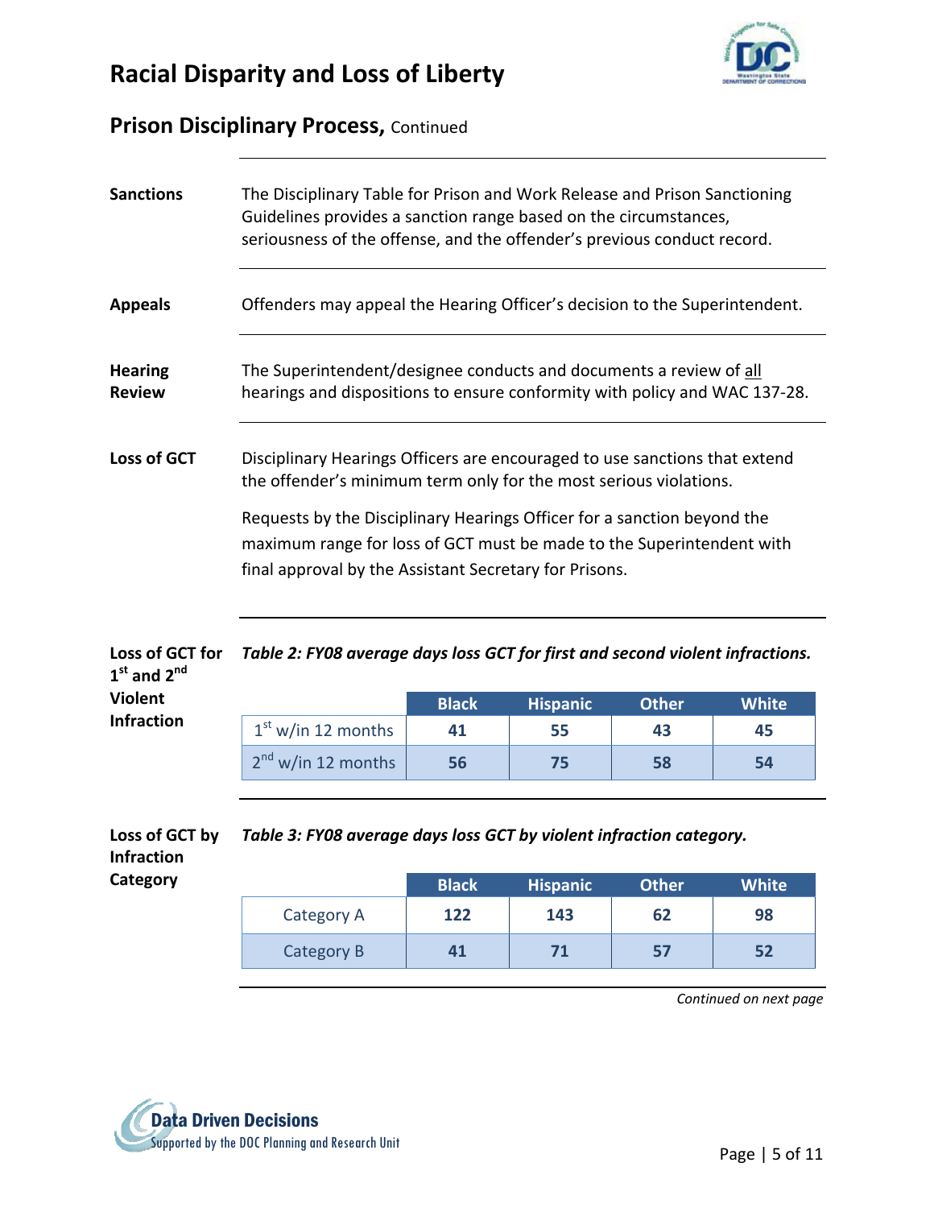## Prison Disciplinary Process, Continued

**Sanctions**

The Disciplinary Table for Prison and Work Release and Prison Sanctioning Guidelines provides a sanction range based on the circumstances, seriousness of the offense, and the offender's previous conduct record.

**Appeals**

Offenders may appeal the Hearing Officer's decision to the Superintendent.

**Hearing Review**

The Superintendent/designee conducts and documents a review of all hearings and dispositions to ensure conformity with policy and WAC 137-28.

**Loss of GCT**

Disciplinary Hearings Officers are encouraged to use sanctions that extend the offender's minimum term only for the most serious violations.

Requests by the Disciplinary Hearings Officer for a sanction beyond the maximum range for loss of GCT must be made to the Superintendent with final approval by the Assistant Secretary for Prisons.

**Loss of GCT for 1st and 2nd Violent Infraction**

*Table 2: FY08 average days loss GCT for first and second violent infractions.*

| | Black | Hispanic | Other | White |
|---|---|---|---|---|
| 1st w/in 12 months | 41 | 55 | 43 | 45 |
| 2nd w/in 12 months | 56 | 75 | 58 | 54 |

**Loss of GCT by Infraction Category**

*Table 3: FY08 average days loss GCT by violent infraction category.*

| | Black | Hispanic | Other | White |
|---|---|---|---|---|
| Category A | 122 | 143 | 62 | 98 |
| Category B | 41 | 71 | 57 | 52 |

*Continued on next page*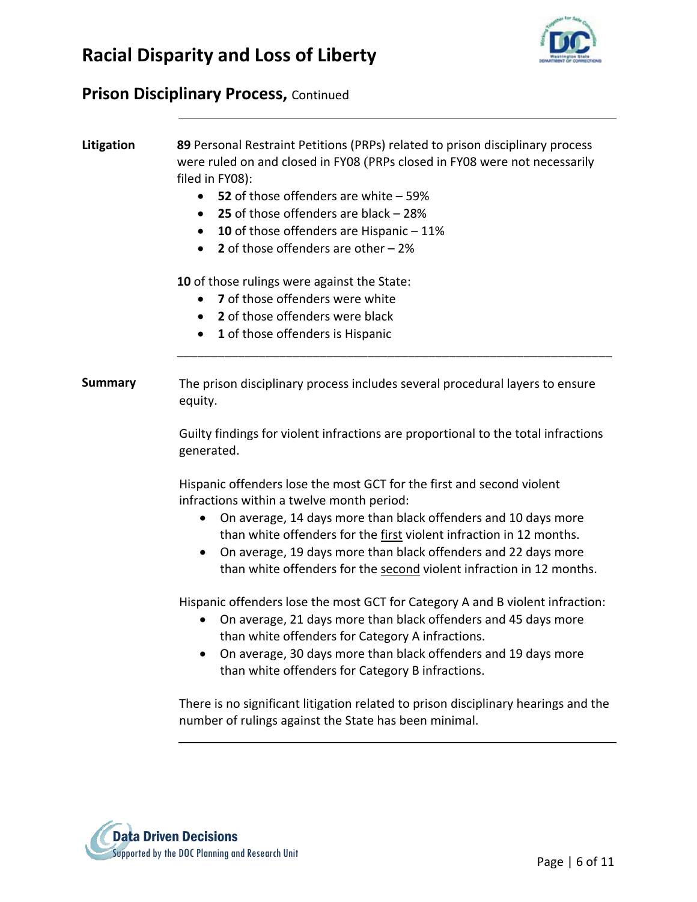## Prison Disciplinary Process, Continued

**Litigation**

**89** Personal Restraint Petitions (PRPs) related to prison disciplinary process were ruled on and closed in FY08 (PRPs closed in FY08 were not necessarily filed in FY08):

- **52** of those offenders are white – 59%
- **25** of those offenders are black – 28%
- **10** of those offenders are Hispanic – 11%
- **2** of those offenders are other – 2%

**10** of those rulings were against the State:

- **7** of those offenders were white
- **2** of those offenders were black
- **1** of those offenders is Hispanic

**Summary**

The prison disciplinary process includes several procedural layers to ensure equity.

Guilty findings for violent infractions are proportional to the total infractions generated.

Hispanic offenders lose the most GCT for the first and second violent infractions within a twelve month period:

- On average, 14 days more than black offenders and 10 days more than white offenders for the first violent infraction in 12 months.
- On average, 19 days more than black offenders and 22 days more than white offenders for the second violent infraction in 12 months.

Hispanic offenders lose the most GCT for Category A and B violent infraction:

- On average, 21 days more than black offenders and 45 days more than white offenders for Category A infractions.
- On average, 30 days more than black offenders and 19 days more than white offenders for Category B infractions.

There is no significant litigation related to prison disciplinary hearings and the number of rulings against the State has been minimal.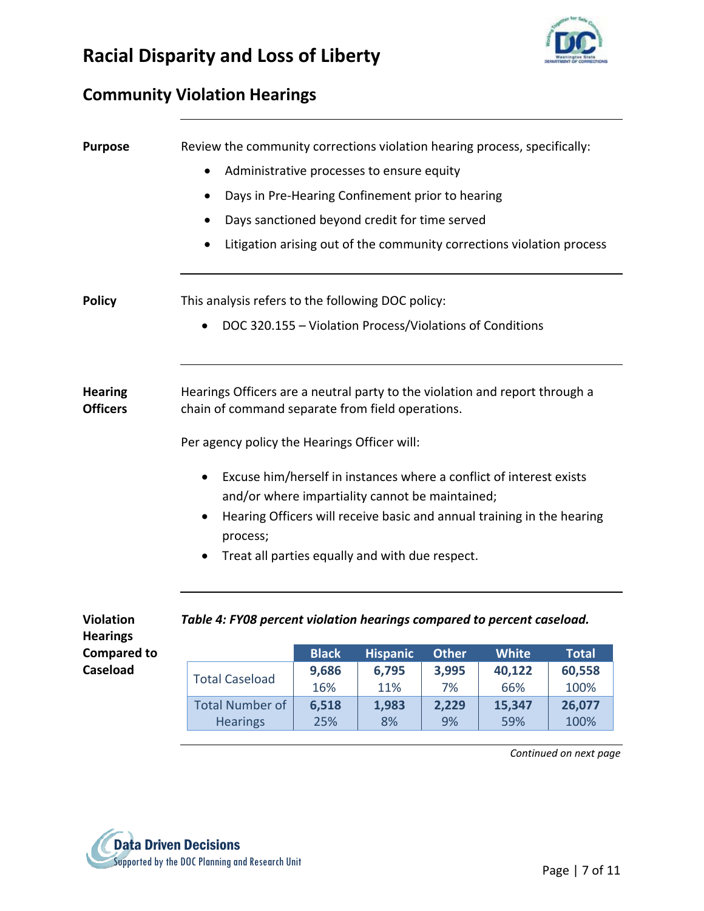# Racial Disparity and Loss of Liberty

## Community Violation Hearings

**Purpose**

Review the community corrections violation hearing process, specifically:

- Administrative processes to ensure equity
- Days in Pre-Hearing Confinement prior to hearing
- Days sanctioned beyond credit for time served
- Litigation arising out of the community corrections violation process

**Policy**

This analysis refers to the following DOC policy:

- DOC 320.155 – Violation Process/Violations of Conditions

**Hearing Officers**

Hearings Officers are a neutral party to the violation and report through a chain of command separate from field operations.

Per agency policy the Hearings Officer will:

- Excuse him/herself in instances where a conflict of interest exists and/or where impartiality cannot be maintained;
- Hearing Officers will receive basic and annual training in the hearing process;
- Treat all parties equally and with due respect.

**Violation Hearings Compared to Caseload**

*Table 4: FY08 percent violation hearings compared to percent caseload.*

| | Black | Hispanic | Other | White | Total |
|---|---|---|---|---|---|
| Total Caseload | **9,686**<br>16% | **6,795**<br>11% | **3,995**<br>7% | **40,122**<br>66% | **60,558**<br>100% |
| Total Number of Hearings | **6,518**<br>25% | **1,983**<br>8% | **2,229**<br>9% | **15,347**<br>59% | **26,077**<br>100% |

*Continued on next page*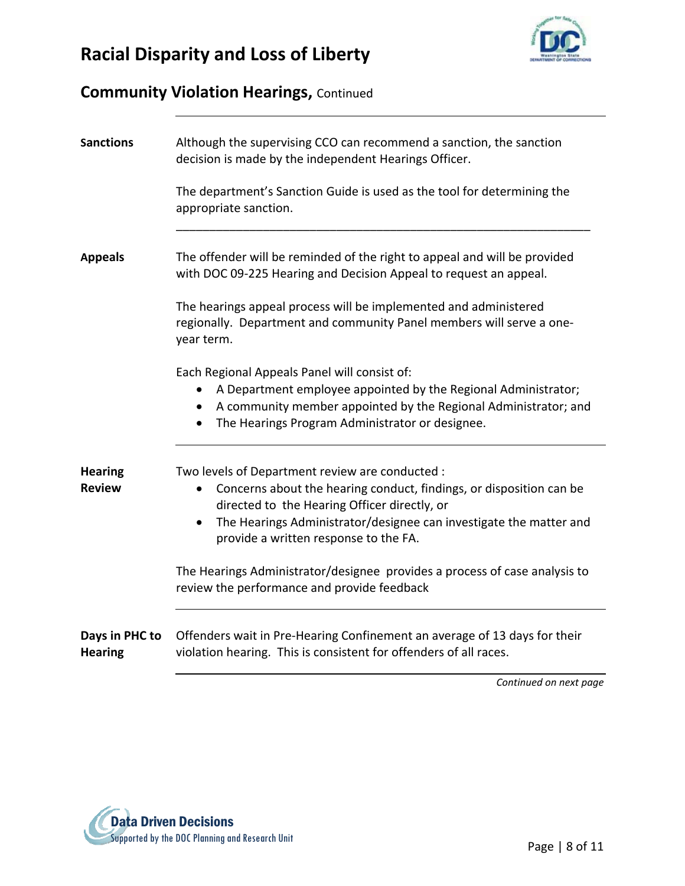## Community Violation Hearings, Continued

**Sanctions**

Although the supervising CCO can recommend a sanction, the sanction decision is made by the independent Hearings Officer.

The department's Sanction Guide is used as the tool for determining the appropriate sanction.

**Appeals**

The offender will be reminded of the right to appeal and will be provided with DOC 09-225 Hearing and Decision Appeal to request an appeal.

The hearings appeal process will be implemented and administered regionally. Department and community Panel members will serve a one-year term.

Each Regional Appeals Panel will consist of:

- A Department employee appointed by the Regional Administrator;
- A community member appointed by the Regional Administrator; and
- The Hearings Program Administrator or designee.

**Hearing Review**

Two levels of Department review are conducted :

- Concerns about the hearing conduct, findings, or disposition can be directed to the Hearing Officer directly, or
- The Hearings Administrator/designee can investigate the matter and provide a written response to the FA.

The Hearings Administrator/designee provides a process of case analysis to review the performance and provide feedback

**Days in PHC to Hearing**

Offenders wait in Pre-Hearing Confinement an average of 13 days for their violation hearing. This is consistent for offenders of all races.

*Continued on next page*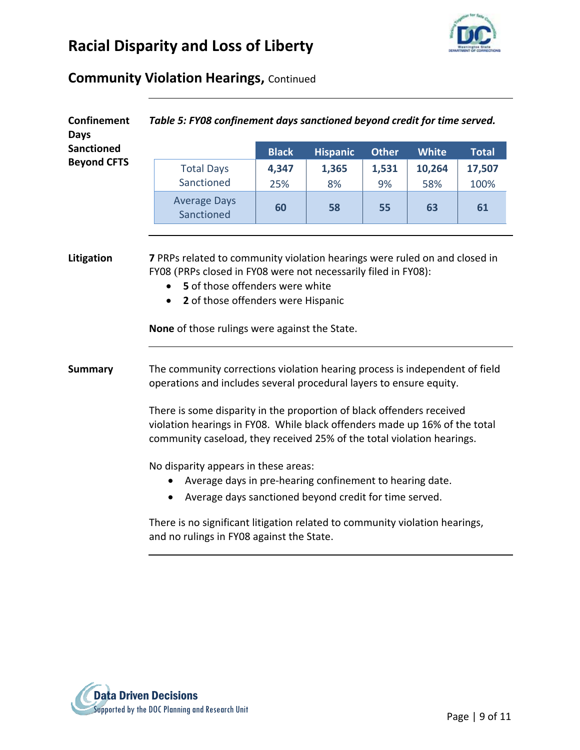# Racial Disparity and Loss of Liberty

## Community Violation Hearings, Continued

### Confinement Days Sanctioned Beyond CFTS

***Table 5: FY08 confinement days sanctioned beyond credit for time served.***

| | Black | Hispanic | Other | White | Total |
|---|---|---|---|---|---|
| Total Days Sanctioned | **4,347** 25% | **1,365** 8% | **1,531** 9% | **10,264** 58% | **17,507** 100% |
| Average Days Sanctioned | **60** | **58** | **55** | **63** | **61** |

### Litigation

**7** PRPs related to community violation hearings were ruled on and closed in FY08 (PRPs closed in FY08 were not necessarily filed in FY08):

- **5** of those offenders were white
- **2** of those offenders were Hispanic

**None** of those rulings were against the State.

### Summary

The community corrections violation hearing process is independent of field operations and includes several procedural layers to ensure equity.

There is some disparity in the proportion of black offenders received violation hearings in FY08. While black offenders made up 16% of the total community caseload, they received 25% of the total violation hearings.

No disparity appears in these areas:

- Average days in pre-hearing confinement to hearing date.
- Average days sanctioned beyond credit for time served.

There is no significant litigation related to community violation hearings, and no rulings in FY08 against the State.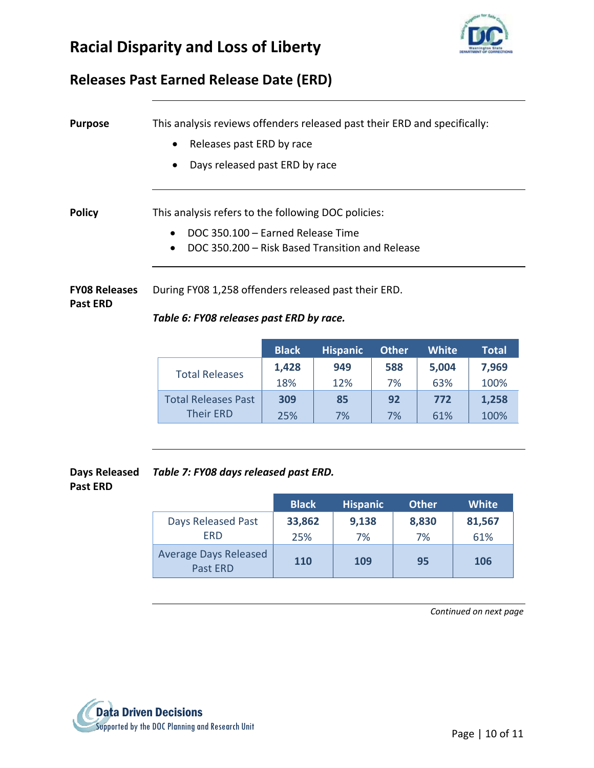# Racial Disparity and Loss of Liberty

## Releases Past Earned Release Date (ERD)

**Purpose**

This analysis reviews offenders released past their ERD and specifically:

- Releases past ERD by race
- Days released past ERD by race

**Policy**

This analysis refers to the following DOC policies:

- DOC 350.100 – Earned Release Time
- DOC 350.200 – Risk Based Transition and Release

**FY08 Releases Past ERD**

During FY08 1,258 offenders released past their ERD.

***Table 6: FY08 releases past ERD by race.***

| | Black | Hispanic | Other | White | Total |
|---|---|---|---|---|---|
| Total Releases | **1,428**<br>18% | **949**<br>12% | **588**<br>7% | **5,004**<br>63% | **7,969**<br>100% |
| Total Releases Past Their ERD | **309**<br>25% | **85**<br>7% | **92**<br>7% | **772**<br>61% | **1,258**<br>100% |

**Days Released Past ERD**

***Table 7: FY08 days released past ERD.***

| | Black | Hispanic | Other | White |
|---|---|---|---|---|
| Days Released Past ERD | **33,862**<br>25% | **9,138**<br>7% | **8,830**<br>7% | **81,567**<br>61% |
| Average Days Released Past ERD | **110** | **109** | **95** | **106** |

*Continued on next page*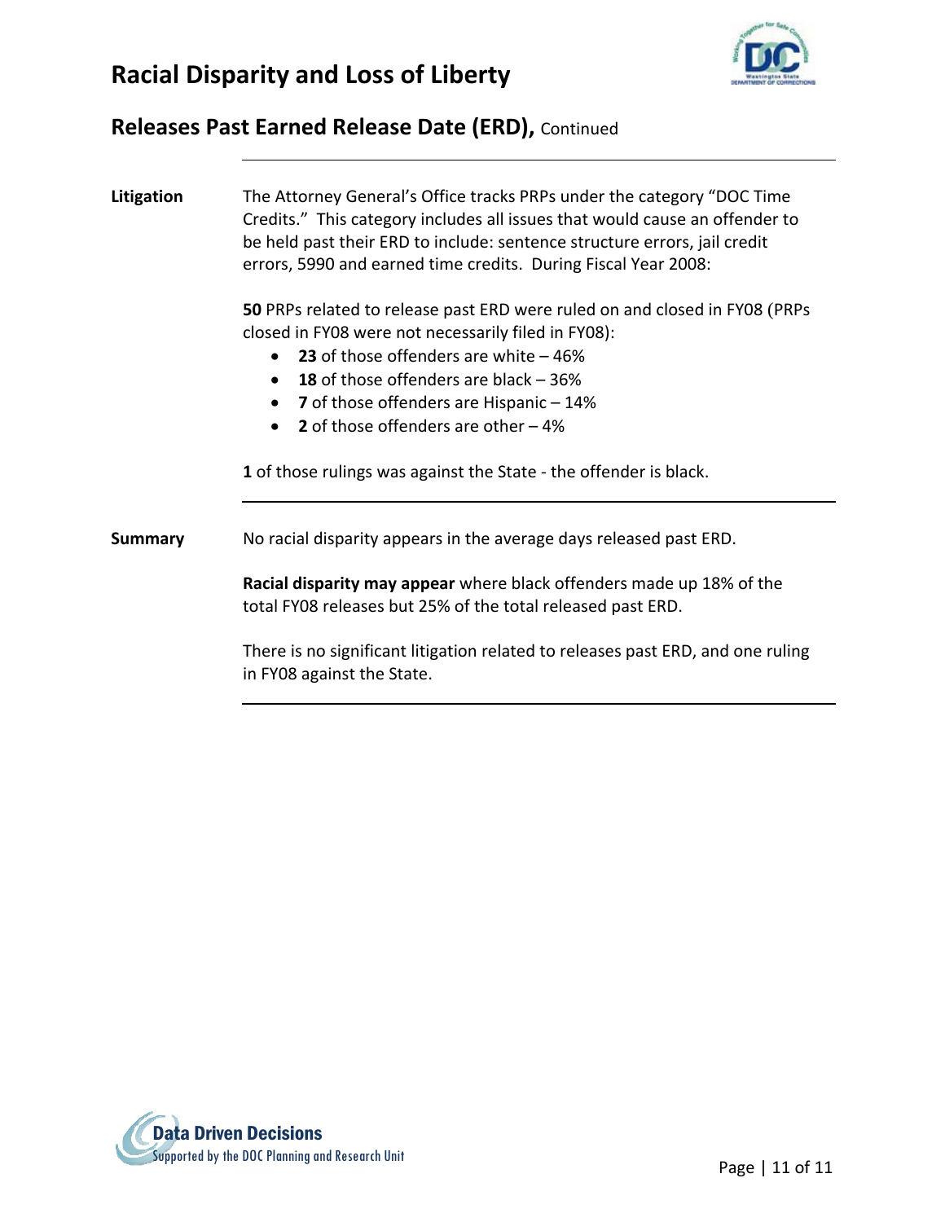# Racial Disparity and Loss of Liberty

## Releases Past Earned Release Date (ERD), Continued

**Litigation**

The Attorney General's Office tracks PRPs under the category "DOC Time Credits." This category includes all issues that would cause an offender to be held past their ERD to include: sentence structure errors, jail credit errors, 5990 and earned time credits. During Fiscal Year 2008:

**50** PRPs related to release past ERD were ruled on and closed in FY08 (PRPs closed in FY08 were not necessarily filed in FY08):

- **23** of those offenders are white – 46%
- **18** of those offenders are black – 36%
- **7** of those offenders are Hispanic – 14%
- **2** of those offenders are other – 4%

**1** of those rulings was against the State - the offender is black.

**Summary**

No racial disparity appears in the average days released past ERD.

**Racial disparity may appear** where black offenders made up 18% of the total FY08 releases but 25% of the total released past ERD.

There is no significant litigation related to releases past ERD, and one ruling in FY08 against the State.